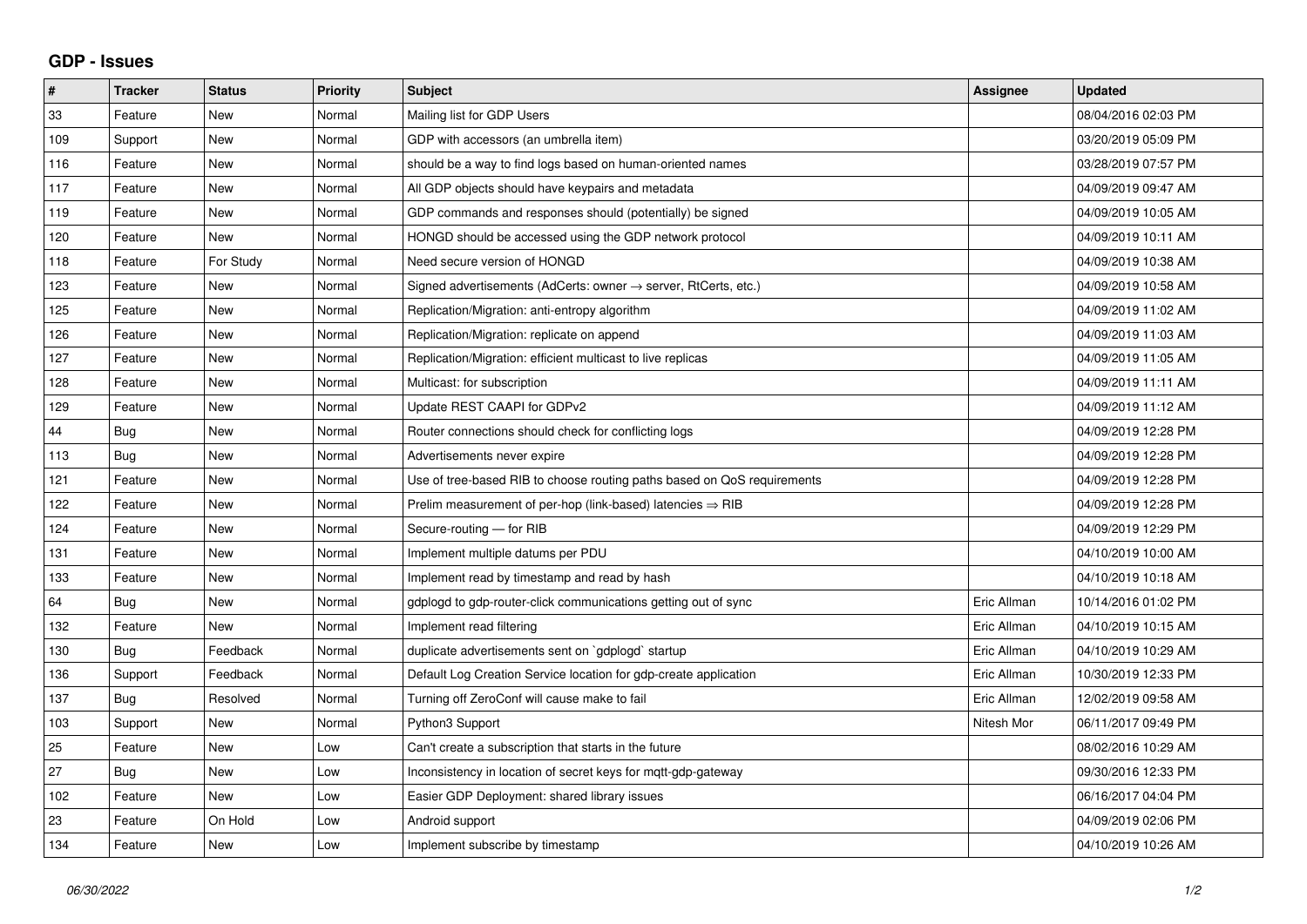## GDP - Issues

| # | Tracker | Status | Priority | Subject | Assignee | Updated |
|---|---|---|---|---|---|---|
| 33 | Feature | New | Normal | Mailing list for GDP Users | | 08/04/2016 02:03 PM |
| 109 | Support | New | Normal | GDP with accessors (an umbrella item) | | 03/20/2019 05:09 PM |
| 116 | Feature | New | Normal | should be a way to find logs based on human-oriented names | | 03/28/2019 07:57 PM |
| 117 | Feature | New | Normal | All GDP objects should have keypairs and metadata | | 04/09/2019 09:47 AM |
| 119 | Feature | New | Normal | GDP commands and responses should (potentially) be signed | | 04/09/2019 10:05 AM |
| 120 | Feature | New | Normal | HONGD should be accessed using the GDP network protocol | | 04/09/2019 10:11 AM |
| 118 | Feature | For Study | Normal | Need secure version of HONGD | | 04/09/2019 10:38 AM |
| 123 | Feature | New | Normal | Signed advertisements (AdCerts: owner → server, RtCerts, etc.) | | 04/09/2019 10:58 AM |
| 125 | Feature | New | Normal | Replication/Migration: anti-entropy algorithm | | 04/09/2019 11:02 AM |
| 126 | Feature | New | Normal | Replication/Migration: replicate on append | | 04/09/2019 11:03 AM |
| 127 | Feature | New | Normal | Replication/Migration: efficient multicast to live replicas | | 04/09/2019 11:05 AM |
| 128 | Feature | New | Normal | Multicast: for subscription | | 04/09/2019 11:11 AM |
| 129 | Feature | New | Normal | Update REST CAAPI for GDPv2 | | 04/09/2019 11:12 AM |
| 44 | Bug | New | Normal | Router connections should check for conflicting logs | | 04/09/2019 12:28 PM |
| 113 | Bug | New | Normal | Advertisements never expire | | 04/09/2019 12:28 PM |
| 121 | Feature | New | Normal | Use of tree-based RIB to choose routing paths based on QoS requirements | | 04/09/2019 12:28 PM |
| 122 | Feature | New | Normal | Prelim measurement of per-hop (link-based) latencies ⇒ RIB | | 04/09/2019 12:28 PM |
| 124 | Feature | New | Normal | Secure-routing — for RIB | | 04/09/2019 12:29 PM |
| 131 | Feature | New | Normal | Implement multiple datums per PDU | | 04/10/2019 10:00 AM |
| 133 | Feature | New | Normal | Implement read by timestamp and read by hash | | 04/10/2019 10:18 AM |
| 64 | Bug | New | Normal | gdplogd to gdp-router-click communications getting out of sync | Eric Allman | 10/14/2016 01:02 PM |
| 132 | Feature | New | Normal | Implement read filtering | Eric Allman | 04/10/2019 10:15 AM |
| 130 | Bug | Feedback | Normal | duplicate advertisements sent on `gdplogd` startup | Eric Allman | 04/10/2019 10:29 AM |
| 136 | Support | Feedback | Normal | Default Log Creation Service location for gdp-create application | Eric Allman | 10/30/2019 12:33 PM |
| 137 | Bug | Resolved | Normal | Turning off ZeroConf will cause make to fail | Eric Allman | 12/02/2019 09:58 AM |
| 103 | Support | New | Normal | Python3 Support | Nitesh Mor | 06/11/2017 09:49 PM |
| 25 | Feature | New | Low | Can't create a subscription that starts in the future | | 08/02/2016 10:29 AM |
| 27 | Bug | New | Low | Inconsistency in location of secret keys for mqtt-gdp-gateway | | 09/30/2016 12:33 PM |
| 102 | Feature | New | Low | Easier GDP Deployment: shared library issues | | 06/16/2017 04:04 PM |
| 23 | Feature | On Hold | Low | Android support | | 04/09/2019 02:06 PM |
| 134 | Feature | New | Low | Implement subscribe by timestamp | | 04/10/2019 10:26 AM |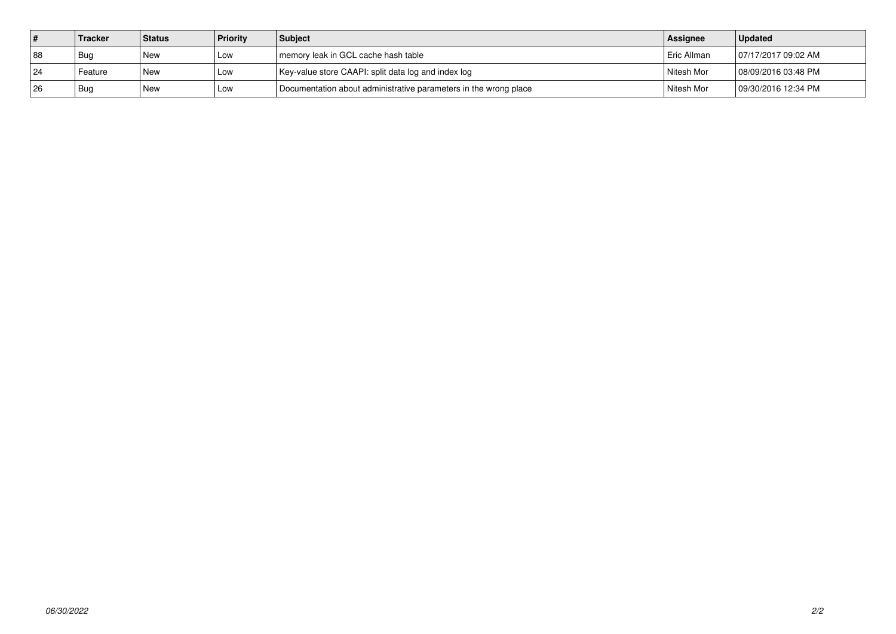| # | Tracker | Status | Priority | Subject | Assignee | Updated |
|---|---|---|---|---|---|---|
| 88 | Bug | New | Low | memory leak in GCL cache hash table | Eric Allman | 07/17/2017 09:02 AM |
| 24 | Feature | New | Low | Key-value store CAAPI: split data log and index log | Nitesh Mor | 08/09/2016 03:48 PM |
| 26 | Bug | New | Low | Documentation about administrative parameters in the wrong place | Nitesh Mor | 09/30/2016 12:34 PM |